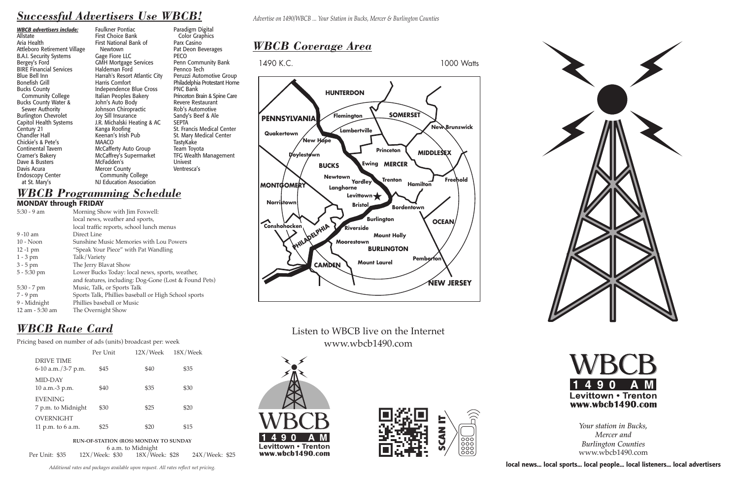# *Successful Advertisers Use WBCB!*

***WBCB advertisers include:***

Allstate
Aria Health
Attleboro Retirement Village
B.A.I. Security Systems
Bergey's Ford
BIRE Financial Services
Blue Bell Inn
Bonefish Grill
Bucks County Community College
Bucks County Water & Sewer Authority
Burlington Chevrolet
Capitol Health Systems
Century 21
Chandler Hall
Chickie's & Pete's
Continental Tavern
Cramer's Bakery
Dave & Busters
Davis Acura
Endoscopy Center at St. Mary's
Faulkner Pontiac
First Choice Bank
First National Bank of Newtown
Gage Fiore LLC
GMH Mortgage Services
Haldeman Ford
Harrah's Resort Atlantic City
Harris Comfort
Independence Blue Cross
Italian Peoples Bakery
John's Auto Body
Johnson Chiropractic
Joy Sill Insurance
J.R. Michalski Heating & AC
Kanga Roofing
Keenan's Irish Pub
MAACO
McCafferty Auto Group
McCaffrey's Supermarket
McFadden's
Mercer County Community College
NJ Education Association
Paradigm Digital Color Graphics
Parx Casino
Pat Deon Beverages
PECO
Penn Community Bank
Pennco Tech
Peruzzi Automotive Group
Philadelphia Protestant Home
PNC Bank
Princeton Brain & Spine Care
Revere Restaurant
Rob's Automotive
Sandy's Beef & Ale
SEPTA
St. Francis Medical Center
St. Mary Medical Center
TastyKake
Team Toyota
TFG Wealth Management
Univest
Ventresca's

# *WBCB Programming Schedule*

**MONDAY through FRIDAY**

| Time | Program |
|---|---|
| 5:30 - 9 am | Morning Show with Jim Foxwell: local news, weather and sports, local traffic reports, school lunch menus |
| 9 -10 am | Direct Line |
| 10 - Noon | Sunshine Music Memories with Lou Powers |
| 12 -1 pm | "Speak Your Piece" with Pat Wandling |
| 1 - 3 pm | Talk/Variety |
| 3 - 5 pm | The Jerry Blavat Show |
| 5 - 5:30 pm | Lower Bucks Today: local news, sports, weather, and features, including: Dog-Gone (Lost & Found Pets) |
| 5:30 - 7 pm | Music, Talk, or Sports Talk |
| 7 - 9 pm | Sports Talk, Phillies baseball or High School sports |
| 9 - Midnight | Phillies baseball or Music |
| 12 am - 5:30 am | The Overnight Show |

# *WBCB Rate Card*

Pricing based on number of ads (units) broadcast per: week

| | Per Unit | 12X/Week | 18X/Week |
|---|---|---|---|
| DRIVE TIME 6-10 a.m./3-7 p.m. | $45 | $40 | $35 |
| MID-DAY 10 a.m.-3 p.m. | $40 | $35 | $30 |
| EVENING 7 p.m. to Midnight | $30 | $25 | $20 |
| OVERNIGHT 11 p.m. to 6 a.m. | $25 | $20 | $15 |

**RUN-OF-STATION (ROS) MONDAY TO SUNDAY**
6 a.m. to Midnight

Per Unit: $35 12X/Week: $30 18X/Week: $28 24X/Week: $25

*Additional rates and packages available upon request. All rates reflect net pricing.*

*Advertise on 1490/WBCB ... Your Station in Bucks, Mercer & Burlington Counties*

# *WBCB Coverage Area*

1490 K.C. 1000 Watts

HUNTERDON, PENNSYLVANIA, Flemington, SOMERSET, Lambertville, New Brunswick, Quakertown, New Hope, Princeton, MIDDLESEX, Doylestown, Ewing, MERCER, BUCKS, Newtown, Yardley, Trenton, Hamilton, Freehold, MONTGOMERY, Langhorne, Levittown, Norristown, Bristol, Bordentown, Burlington, OCEAN, Conshohocken, PHILADELPHIA, Riverside, Mount Holly, Moorestown, BURLINGTON, Pemberton, CAMDEN, Mount Laurel, NEW JERSEY

Listen to WBCB live on the Internet
www.wbcb1490.com

WBCB 1490 AM Levittown • Trenton www.wbcb1490.com

SCAN IT

WBCB 1490 AM Levittown • Trenton www.wbcb1490.com

*Your station in Bucks, Mercer and Burlington Counties*
www.wbcb1490.com

**local news... local sports... local people... local listeners... local advertisers**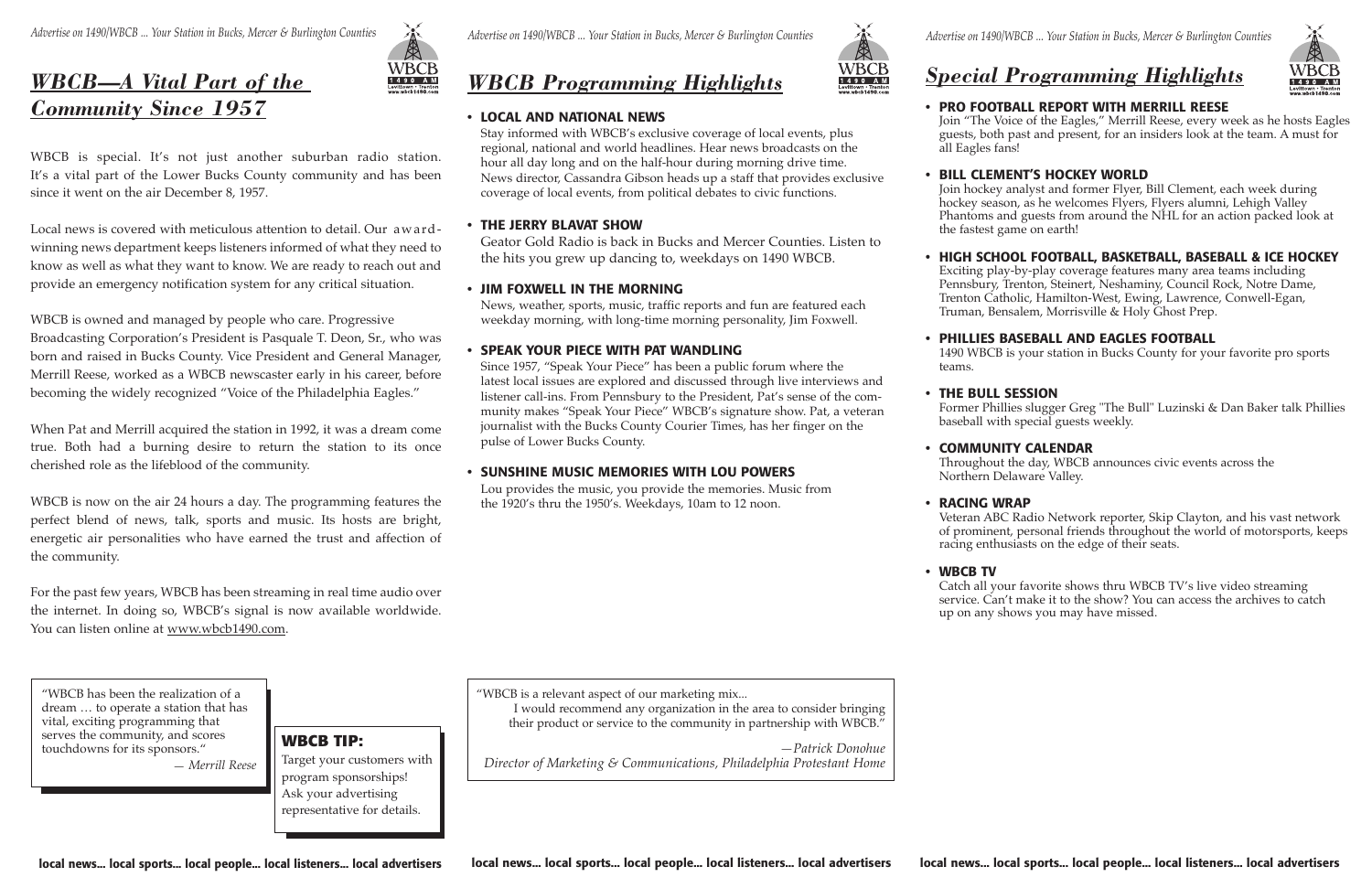# *WBCB—A Vital Part of the Community Since 1957*

WBCB is special. It's not just another suburban radio station. It's a vital part of the Lower Bucks County community and has been since it went on the air December 8, 1957.

Local news is covered with meticulous attention to detail. Our award-winning news department keeps listeners informed of what they need to know as well as what they want to know. We are ready to reach out and provide an emergency notification system for any critical situation.

WBCB is owned and managed by people who care. Progressive Broadcasting Corporation's President is Pasquale T. Deon, Sr., who was born and raised in Bucks County. Vice President and General Manager, Merrill Reese, worked as a WBCB newscaster early in his career, before becoming the widely recognized "Voice of the Philadelphia Eagles."

When Pat and Merrill acquired the station in 1992, it was a dream come true. Both had a burning desire to return the station to its once cherished role as the lifeblood of the community.

WBCB is now on the air 24 hours a day. The programming features the perfect blend of news, talk, sports and music. Its hosts are bright, energetic air personalities who have earned the trust and affection of the community.

For the past few years, WBCB has been streaming in real time audio over the internet. In doing so, WBCB's signal is now available worldwide. You can listen online at www.wbcb1490.com.

"WBCB has been the realization of a dream … to operate a station that has vital, exciting programming that serves the community, and scores touchdowns for its sponsors."

*— Merrill Reese*

**WBCB TIP:**

Target your customers with program sponsorships! Ask your advertising representative for details.

# *WBCB Programming Highlights*

- **LOCAL AND NATIONAL NEWS**
  Stay informed with WBCB's exclusive coverage of local events, plus regional, national and world headlines. Hear news broadcasts on the hour all day long and on the half-hour during morning drive time. News director, Cassandra Gibson heads up a staff that provides exclusive coverage of local events, from political debates to civic functions.

- **THE JERRY BLAVAT SHOW**
  Geator Gold Radio is back in Bucks and Mercer Counties. Listen to the hits you grew up dancing to, weekdays on 1490 WBCB.

- **JIM FOXWELL IN THE MORNING**
  News, weather, sports, music, traffic reports and fun are featured each weekday morning, with long-time morning personality, Jim Foxwell.

- **SPEAK YOUR PIECE WITH PAT WANDLING**
  Since 1957, "Speak Your Piece" has been a public forum where the latest local issues are explored and discussed through live interviews and listener call-ins. From Pennsbury to the President, Pat's sense of the community makes "Speak Your Piece" WBCB's signature show. Pat, a veteran journalist with the Bucks County Courier Times, has her finger on the pulse of Lower Bucks County.

- **SUNSHINE MUSIC MEMORIES WITH LOU POWERS**
  Lou provides the music, you provide the memories. Music from the 1920's thru the 1950's. Weekdays, 10am to 12 noon.

"WBCB is a relevant aspect of our marketing mix...
I would recommend any organization in the area to consider bringing their product or service to the community in partnership with WBCB."

*—Patrick Donohue*
*Director of Marketing & Communications, Philadelphia Protestant Home*

# *Special Programming Highlights*

- **PRO FOOTBALL REPORT WITH MERRILL REESE**
  Join "The Voice of the Eagles," Merrill Reese, every week as he hosts Eagles guests, both past and present, for an insiders look at the team. A must for all Eagles fans!

- **BILL CLEMENT'S HOCKEY WORLD**
  Join hockey analyst and former Flyer, Bill Clement, each week during hockey season, as he welcomes Flyers, Flyers alumni, Lehigh Valley Phantoms and guests from around the NHL for an action packed look at the fastest game on earth!

- **HIGH SCHOOL FOOTBALL, BASKETBALL, BASEBALL & ICE HOCKEY**
  Exciting play-by-play coverage features many area teams including Pennsbury, Trenton, Steinert, Neshaminy, Council Rock, Notre Dame, Trenton Catholic, Hamilton-West, Ewing, Lawrence, Conwell-Egan, Truman, Bensalem, Morrisville & Holy Ghost Prep.

- **PHILLIES BASEBALL AND EAGLES FOOTBALL**
  1490 WBCB is your station in Bucks County for your favorite pro sports teams.

- **THE BULL SESSION**
  Former Phillies slugger Greg "The Bull" Luzinski & Dan Baker talk Phillies baseball with special guests weekly.

- **COMMUNITY CALENDAR**
  Throughout the day, WBCB announces civic events across the Northern Delaware Valley.

- **RACING WRAP**
  Veteran ABC Radio Network reporter, Skip Clayton, and his vast network of prominent, personal friends throughout the world of motorsports, keeps racing enthusiasts on the edge of their seats.

- **WBCB TV**
  Catch all your favorite shows thru WBCB TV's live video streaming service. Can't make it to the show? You can access the archives to catch up on any shows you may have missed.